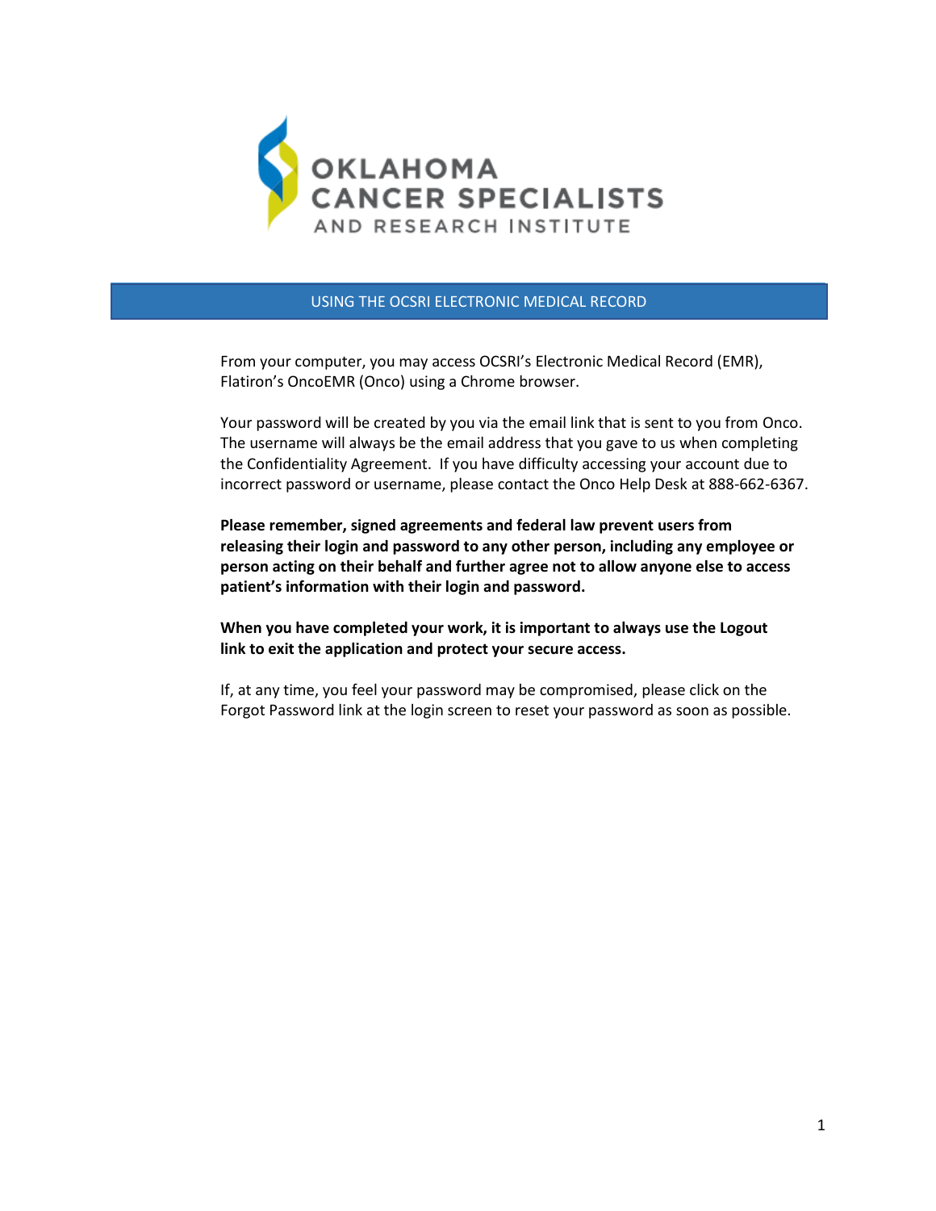OKLAHOMA CANCER SPECIALISTS AND RESEARCH INSTITUTE

# USING THE OCSRI ELECTRONIC MEDICAL RECORD

From your computer, you may access OCSRI's Electronic Medical Record (EMR), Flatiron's OncoEMR (Onco) using a Chrome browser.

Your password will be created by you via the email link that is sent to you from Onco. The username will always be the email address that you gave to us when completing the Confidentiality Agreement. If you have difficulty accessing your account due to incorrect password or username, please contact the Onco Help Desk at 888-662-6367.

**Please remember, signed agreements and federal law prevent users from releasing their login and password to any other person, including any employee or person acting on their behalf and further agree not to allow anyone else to access patient's information with their login and password.**

**When you have completed your work, it is important to always use the Logout link to exit the application and protect your secure access.**

If, at any time, you feel your password may be compromised, please click on the Forgot Password link at the login screen to reset your password as soon as possible.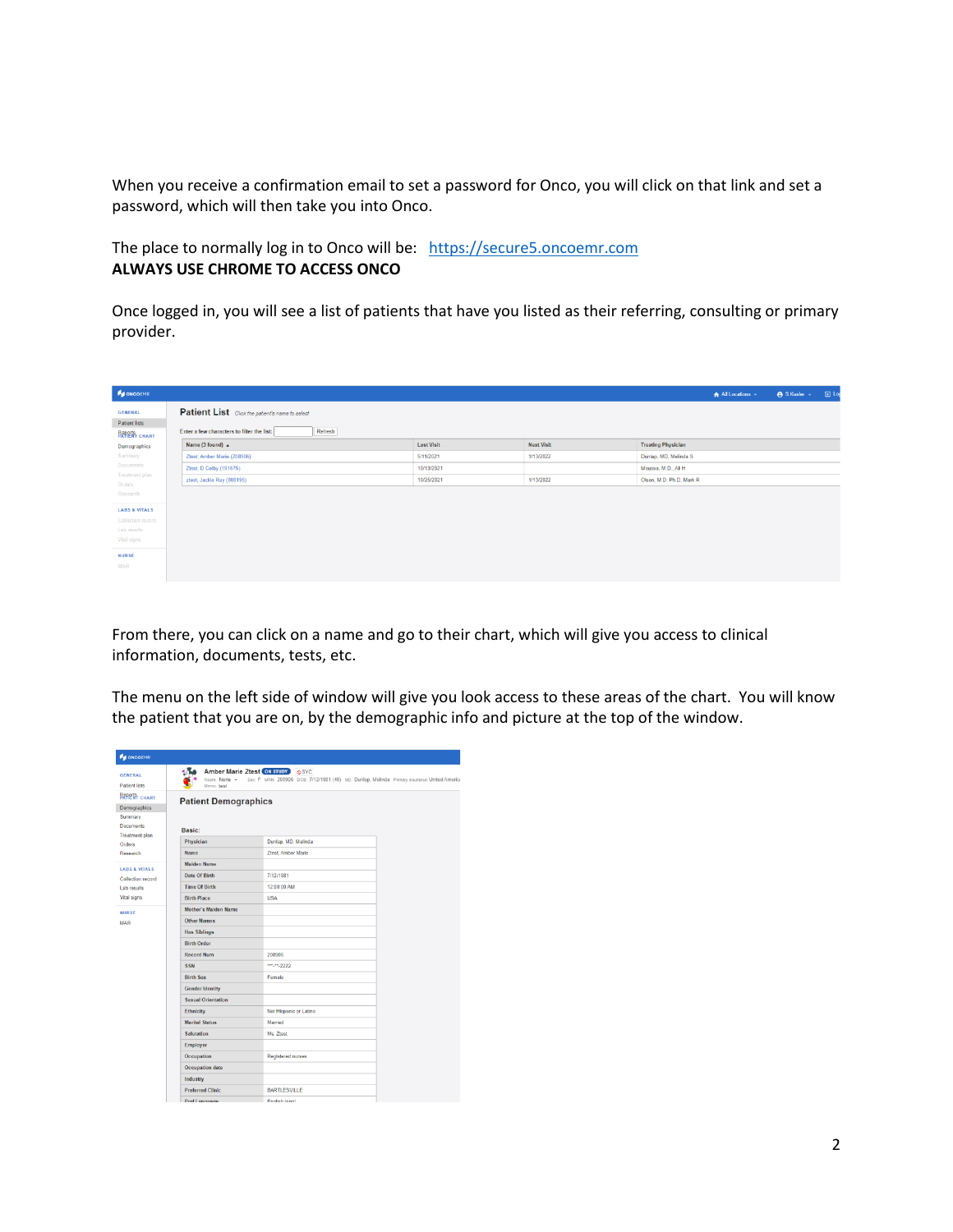When you receive a confirmation email to set a password for Onco, you will click on that link and set a password, which will then take you into Onco.

The place to normally log in to Onco will be: [https://secure5.oncoemr.com](https://secure5.oncoemr.com)
**ALWAYS USE CHROME TO ACCESS ONCO**

Once logged in, you will see a list of patients that have you listed as their referring, consulting or primary provider.

From there, you can click on a name and go to their chart, which will give you access to clinical information, documents, tests, etc.

The menu on the left side of window will give you look access to these areas of the chart. You will know the patient that you are on, by the demographic info and picture at the top of the window.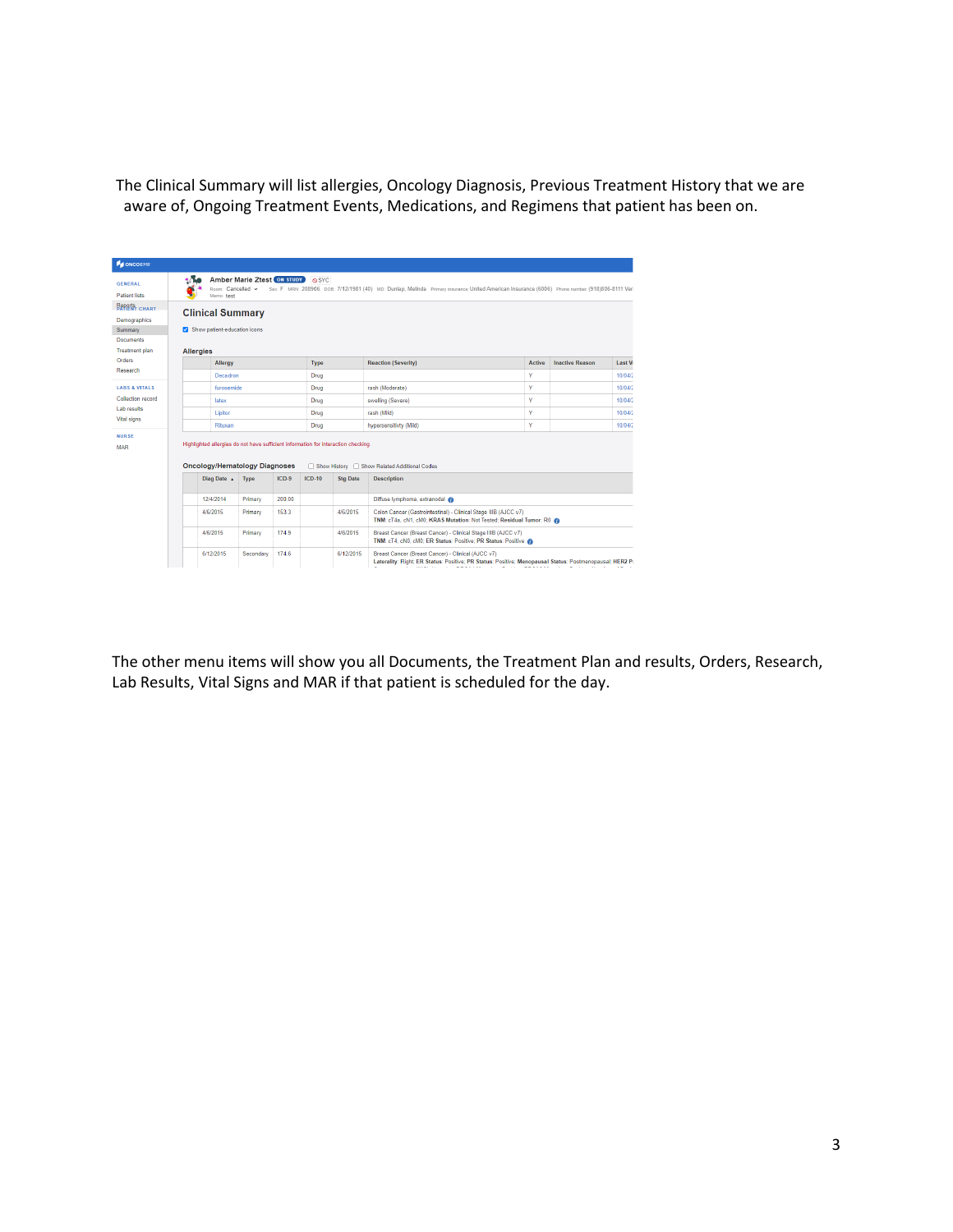The Clinical Summary will list allergies, Oncology Diagnosis, Previous Treatment History that we are aware of, Ongoing Treatment Events, Medications, and Regimens that patient has been on.

The other menu items will show you all Documents, the Treatment Plan and results, Orders, Research, Lab Results, Vital Signs and MAR if that patient is scheduled for the day.